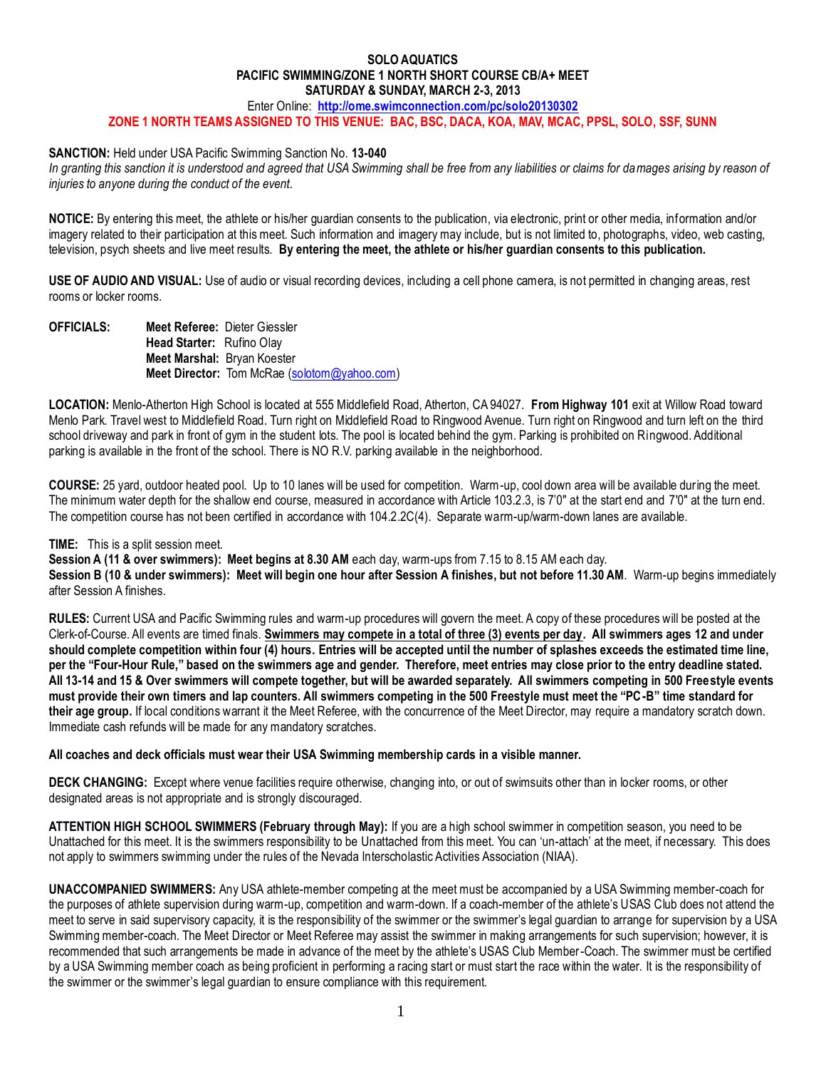**SOLO AQUATICS**
**PACIFIC SWIMMING/ZONE 1 NORTH SHORT COURSE CB/A+ MEET**
**SATURDAY & SUNDAY, MARCH 2-3, 2013**

Enter Online: **http://ome.swimconnection.com/pc/solo20130302**

**ZONE 1 NORTH TEAMS ASSIGNED TO THIS VENUE: BAC, BSC, DACA, KOA, MAV, MCAC, PPSL, SOLO, SSF, SUNN**

**SANCTION:** Held under USA Pacific Swimming Sanction No. **13-040**
*In granting this sanction it is understood and agreed that USA Swimming shall be free from any liabilities or claims for damages arising by reason of injuries to anyone during the conduct of the event.*

**NOTICE:** By entering this meet, the athlete or his/her guardian consents to the publication, via electronic, print or other media, information and/or imagery related to their participation at this meet. Such information and imagery may include, but is not limited to, photographs, video, web casting, television, psych sheets and live meet results. **By entering the meet, the athlete or his/her guardian consents to this publication.**

**USE OF AUDIO AND VISUAL:** Use of audio or visual recording devices, including a cell phone camera, is not permitted in changing areas, rest rooms or locker rooms.

**OFFICIALS:**
- **Meet Referee:** Dieter Giessler
- **Head Starter:** Rufino Olay
- **Meet Marshal:** Bryan Koester
- **Meet Director:** Tom McRae (solotom@yahoo.com)

**LOCATION:** Menlo-Atherton High School is located at 555 Middlefield Road, Atherton, CA 94027. **From Highway 101** exit at Willow Road toward Menlo Park. Travel west to Middlefield Road. Turn right on Middlefield Road to Ringwood Avenue. Turn right on Ringwood and turn left on the third school driveway and park in front of gym in the student lots. The pool is located behind the gym. Parking is prohibited on Ringwood. Additional parking is available in the front of the school. There is NO R.V. parking available in the neighborhood.

**COURSE:** 25 yard, outdoor heated pool. Up to 10 lanes will be used for competition. Warm-up, cool down area will be available during the meet. The minimum water depth for the shallow end course, measured in accordance with Article 103.2.3, is 7'0" at the start end and 7'0" at the turn end. The competition course has not been certified in accordance with 104.2.2C(4). Separate warm-up/warm-down lanes are available.

**TIME:** This is a split session meet.
**Session A (11 & over swimmers): Meet begins at 8.30 AM** each day, warm-ups from 7.15 to 8.15 AM each day.
**Session B (10 & under swimmers): Meet will begin one hour after Session A finishes, but not before 11.30 AM**. Warm-up begins immediately after Session A finishes.

**RULES:** Current USA and Pacific Swimming rules and warm-up procedures will govern the meet. A copy of these procedures will be posted at the Clerk-of-Course. All events are timed finals. **<u>Swimmers may compete in a total of three (3) events per day</u>. All swimmers ages 12 and under should complete competition within four (4) hours. Entries will be accepted until the number of splashes exceeds the estimated time line, per the "Four-Hour Rule," based on the swimmers age and gender. Therefore, meet entries may close prior to the entry deadline stated. All 13-14 and 15 & Over swimmers will compete together, but will be awarded separately. All swimmers competing in 500 Freestyle events must provide their own timers and lap counters. All swimmers competing in the 500 Freestyle must meet the "PC-B" time standard for their age group.** If local conditions warrant it the Meet Referee, with the concurrence of the Meet Director, may require a mandatory scratch down. Immediate cash refunds will be made for any mandatory scratches.

**All coaches and deck officials must wear their USA Swimming membership cards in a visible manner.**

**DECK CHANGING:** Except where venue facilities require otherwise, changing into, or out of swimsuits other than in locker rooms, or other designated areas is not appropriate and is strongly discouraged.

**ATTENTION HIGH SCHOOL SWIMMERS (February through May):** If you are a high school swimmer in competition season, you need to be Unattached for this meet. It is the swimmers responsibility to be Unattached from this meet. You can 'un-attach' at the meet, if necessary. This does not apply to swimmers swimming under the rules of the Nevada Interscholastic Activities Association (NIAA).

**UNACCOMPANIED SWIMMERS:** Any USA athlete-member competing at the meet must be accompanied by a USA Swimming member-coach for the purposes of athlete supervision during warm-up, competition and warm-down. If a coach-member of the athlete's USAS Club does not attend the meet to serve in said supervisory capacity, it is the responsibility of the swimmer or the swimmer's legal guardian to arrange for supervision by a USA Swimming member-coach. The Meet Director or Meet Referee may assist the swimmer in making arrangements for such supervision; however, it is recommended that such arrangements be made in advance of the meet by the athlete's USAS Club Member-Coach. The swimmer must be certified by a USA Swimming member coach as being proficient in performing a racing start or must start the race within the water. It is the responsibility of the swimmer or the swimmer's legal guardian to ensure compliance with this requirement.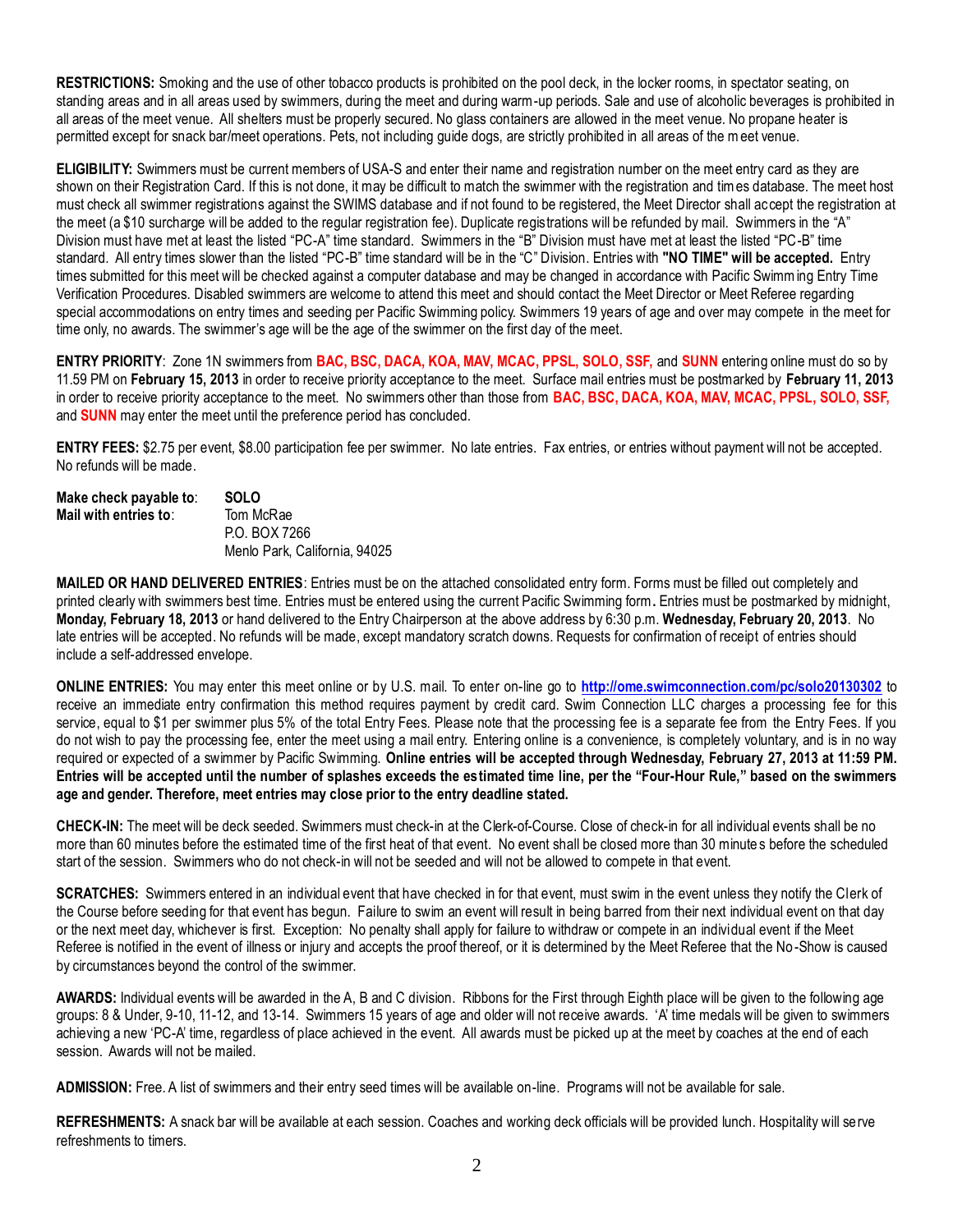**RESTRICTIONS:** Smoking and the use of other tobacco products is prohibited on the pool deck, in the locker rooms, in spectator seating, on standing areas and in all areas used by swimmers, during the meet and during warm-up periods. Sale and use of alcoholic beverages is prohibited in all areas of the meet venue. All shelters must be properly secured. No glass containers are allowed in the meet venue. No propane heater is permitted except for snack bar/meet operations. Pets, not including guide dogs, are strictly prohibited in all areas of the meet venue.

**ELIGIBILITY:** Swimmers must be current members of USA-S and enter their name and registration number on the meet entry card as they are shown on their Registration Card. If this is not done, it may be difficult to match the swimmer with the registration and times database. The meet host must check all swimmer registrations against the SWIMS database and if not found to be registered, the Meet Director shall accept the registration at the meet (a $10 surcharge will be added to the regular registration fee). Duplicate registrations will be refunded by mail. Swimmers in the "A" Division must have met at least the listed "PC-A" time standard. Swimmers in the "B" Division must have met at least the listed "PC-B" time standard. All entry times slower than the listed "PC-B" time standard will be in the "C" Division. Entries with **"NO TIME" will be accepted.** Entry times submitted for this meet will be checked against a computer database and may be changed in accordance with Pacific Swimming Entry Time Verification Procedures. Disabled swimmers are welcome to attend this meet and should contact the Meet Director or Meet Referee regarding special accommodations on entry times and seeding per Pacific Swimming policy. Swimmers 19 years of age and over may compete in the meet for time only, no awards. The swimmer's age will be the age of the swimmer on the first day of the meet.

**ENTRY PRIORITY**: Zone 1N swimmers from **BAC, BSC, DACA, KOA, MAV, MCAC, PPSL, SOLO, SSF,** and **SUNN** entering online must do so by 11.59 PM on **February 15, 2013** in order to receive priority acceptance to the meet. Surface mail entries must be postmarked by **February 11, 2013** in order to receive priority acceptance to the meet. No swimmers other than those from **BAC, BSC, DACA, KOA, MAV, MCAC, PPSL, SOLO, SSF,** and **SUNN** may enter the meet until the preference period has concluded.

**ENTRY FEES:** $2.75 per event, $8.00 participation fee per swimmer. No late entries. Fax entries, or entries without payment will not be accepted. No refunds will be made.

**Make check payable to**: **SOLO**
**Mail with entries to**: Tom McRae
P.O. BOX 7266
Menlo Park, California, 94025

**MAILED OR HAND DELIVERED ENTRIES**: Entries must be on the attached consolidated entry form. Forms must be filled out completely and printed clearly with swimmers best time. Entries must be entered using the current Pacific Swimming form**.** Entries must be postmarked by midnight, **Monday, February 18, 2013** or hand delivered to the Entry Chairperson at the above address by 6:30 p.m. **Wednesday, February 20, 2013**. No late entries will be accepted. No refunds will be made, except mandatory scratch downs. Requests for confirmation of receipt of entries should include a self-addressed envelope.

**ONLINE ENTRIES:** You may enter this meet online or by U.S. mail. To enter on-line go to **http://ome.swimconnection.com/pc/solo20130302** to receive an immediate entry confirmation this method requires payment by credit card. Swim Connection LLC charges a processing fee for this service, equal to $1 per swimmer plus 5% of the total Entry Fees. Please note that the processing fee is a separate fee from the Entry Fees. If you do not wish to pay the processing fee, enter the meet using a mail entry. Entering online is a convenience, is completely voluntary, and is in no way required or expected of a swimmer by Pacific Swimming. **Online entries will be accepted through Wednesday, February 27, 2013 at 11:59 PM. Entries will be accepted until the number of splashes exceeds the estimated time line, per the "Four-Hour Rule," based on the swimmers age and gender. Therefore, meet entries may close prior to the entry deadline stated.**

**CHECK-IN:** The meet will be deck seeded. Swimmers must check-in at the Clerk-of-Course. Close of check-in for all individual events shall be no more than 60 minutes before the estimated time of the first heat of that event. No event shall be closed more than 30 minutes before the scheduled start of the session. Swimmers who do not check-in will not be seeded and will not be allowed to compete in that event.

**SCRATCHES:** Swimmers entered in an individual event that have checked in for that event, must swim in the event unless they notify the Clerk of the Course before seeding for that event has begun. Failure to swim an event will result in being barred from their next individual event on that day or the next meet day, whichever is first. Exception: No penalty shall apply for failure to withdraw or compete in an individual event if the Meet Referee is notified in the event of illness or injury and accepts the proof thereof, or it is determined by the Meet Referee that the No-Show is caused by circumstances beyond the control of the swimmer.

**AWARDS:** Individual events will be awarded in the A, B and C division. Ribbons for the First through Eighth place will be given to the following age groups: 8 & Under, 9-10, 11-12, and 13-14. Swimmers 15 years of age and older will not receive awards. 'A' time medals will be given to swimmers achieving a new 'PC-A' time, regardless of place achieved in the event. All awards must be picked up at the meet by coaches at the end of each session. Awards will not be mailed.

**ADMISSION:** Free. A list of swimmers and their entry seed times will be available on-line. Programs will not be available for sale.

**REFRESHMENTS:** A snack bar will be available at each session. Coaches and working deck officials will be provided lunch. Hospitality will serve refreshments to timers.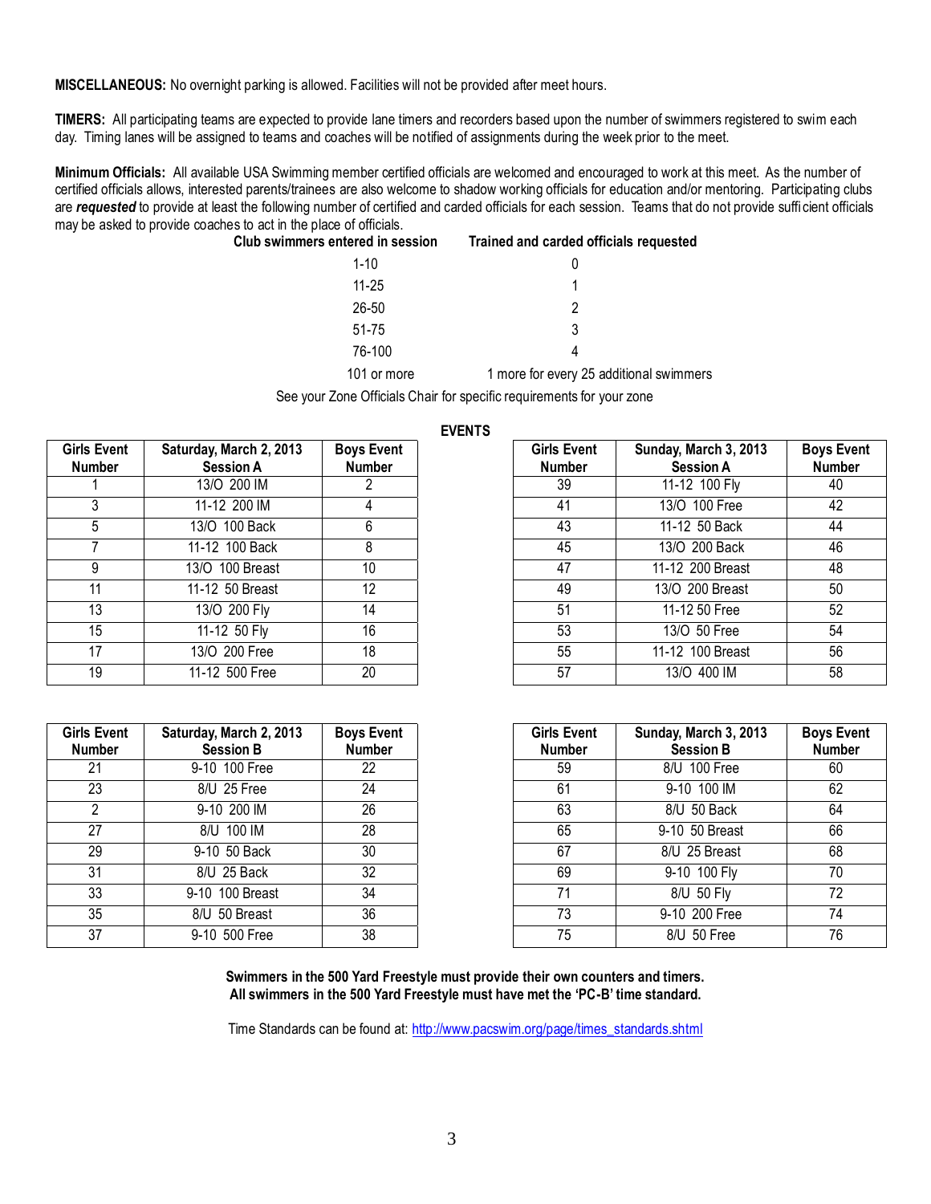**MISCELLANEOUS:** No overnight parking is allowed. Facilities will not be provided after meet hours.

**TIMERS:** All participating teams are expected to provide lane timers and recorders based upon the number of swimmers registered to swim each day. Timing lanes will be assigned to teams and coaches will be notified of assignments during the week prior to the meet.

**Minimum Officials:** All available USA Swimming member certified officials are welcomed and encouraged to work at this meet. As the number of certified officials allows, interested parents/trainees are also welcome to shadow working officials for education and/or mentoring. Participating clubs are ***requested*** to provide at least the following number of certified and carded officials for each session. Teams that do not provide sufficient officials may be asked to provide coaches to act in the place of officials.

| Club swimmers entered in session | Trained and carded officials requested |
|---|---|
| 1-10 | 0 |
| 11-25 | 1 |
| 26-50 | 2 |
| 51-75 | 3 |
| 76-100 | 4 |
| 101 or more | 1 more for every 25 additional swimmers |

See your Zone Officials Chair for specific requirements for your zone

## EVENTS

| Girls Event Number | Saturday, March 2, 2013 Session A | Boys Event Number |
|---|---|---|
| 1 | 13/O 200 IM | 2 |
| 3 | 11-12 200 IM | 4 |
| 5 | 13/O 100 Back | 6 |
| 7 | 11-12 100 Back | 8 |
| 9 | 13/O 100 Breast | 10 |
| 11 | 11-12 50 Breast | 12 |
| 13 | 13/O 200 Fly | 14 |
| 15 | 11-12 50 Fly | 16 |
| 17 | 13/O 200 Free | 18 |
| 19 | 11-12 500 Free | 20 |

| Girls Event Number | Saturday, March 2, 2013 Session B | Boys Event Number |
|---|---|---|
| 21 | 9-10 100 Free | 22 |
| 23 | 8/U 25 Free | 24 |
| 2 | 9-10 200 IM | 26 |
| 27 | 8/U 100 IM | 28 |
| 29 | 9-10 50 Back | 30 |
| 31 | 8/U 25 Back | 32 |
| 33 | 9-10 100 Breast | 34 |
| 35 | 8/U 50 Breast | 36 |
| 37 | 9-10 500 Free | 38 |

| Girls Event Number | Sunday, March 3, 2013 Session A | Boys Event Number |
|---|---|---|
| 39 | 11-12 100 Fly | 40 |
| 41 | 13/O 100 Free | 42 |
| 43 | 11-12 50 Back | 44 |
| 45 | 13/O 200 Back | 46 |
| 47 | 11-12 200 Breast | 48 |
| 49 | 13/O 200 Breast | 50 |
| 51 | 11-12 50 Free | 52 |
| 53 | 13/O 50 Free | 54 |
| 55 | 11-12 100 Breast | 56 |
| 57 | 13/O 400 IM | 58 |

| Girls Event Number | Sunday, March 3, 2013 Session B | Boys Event Number |
|---|---|---|
| 59 | 8/U 100 Free | 60 |
| 61 | 9-10 100 IM | 62 |
| 63 | 8/U 50 Back | 64 |
| 65 | 9-10 50 Breast | 66 |
| 67 | 8/U 25 Breast | 68 |
| 69 | 9-10 100 Fly | 70 |
| 71 | 8/U 50 Fly | 72 |
| 73 | 9-10 200 Free | 74 |
| 75 | 8/U 50 Free | 76 |

**Swimmers in the 500 Yard Freestyle must provide their own counters and timers.**
**All swimmers in the 500 Yard Freestyle must have met the 'PC-B' time standard.**

Time Standards can be found at: http://www.pacswim.org/page/times_standards.shtml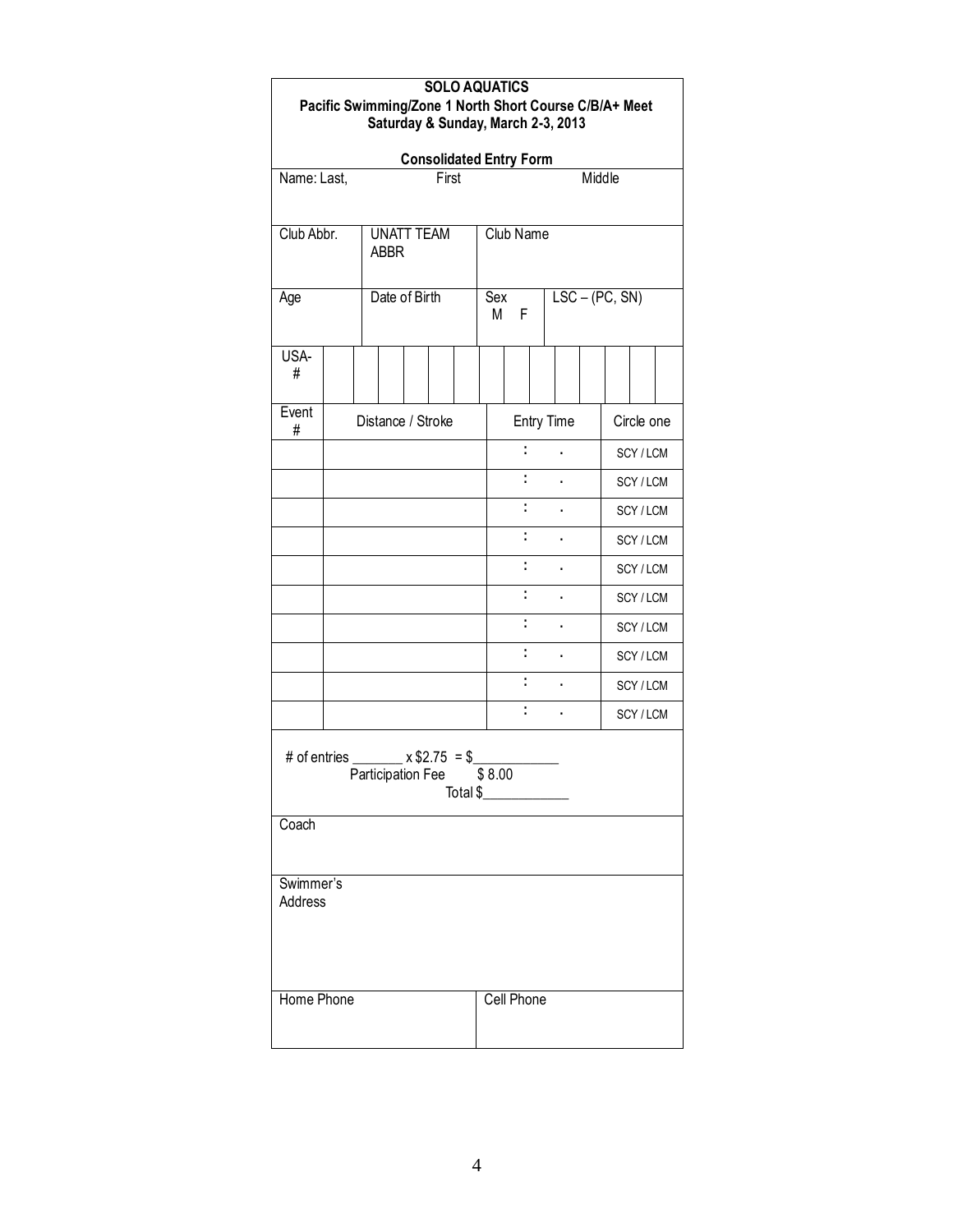**SOLO AQUATICS**
**Pacific Swimming/Zone 1 North Short Course C/B/A+ Meet**
**Saturday & Sunday, March 2-3, 2013**

**Consolidated Entry Form**

| Name: Last, | First | Middle |
|---|---|---|
| | | |

| Club Abbr. | UNATT TEAM ABBR | Club Name |
|---|---|---|
| | | |

| Age | Date of Birth | Sex M F | LSC – (PC, SN) |
|---|---|---|---|
| | | | |

| USA-# | | | | | | | | | | | | | | |
|---|---|---|---|---|---|---|---|---|---|---|---|---|---|---|

| Event # | Distance / Stroke | Entry Time | Circle one |
|---|---|---|---|
| | | : . | SCY / LCM |
| | | : . | SCY / LCM |
| | | : . | SCY / LCM |
| | | : . | SCY / LCM |
| | | : . | SCY / LCM |
| | | : . | SCY / LCM |
| | | : . | SCY / LCM |
| | | : . | SCY / LCM |
| | | : . | SCY / LCM |
| | | : . | SCY / LCM |

# of entries _______ x $2.75 = $____________
Participation Fee $ 8.00
Total $____________

Coach

Swimmer's Address

| Home Phone | Cell Phone |
|---|---|
| | |